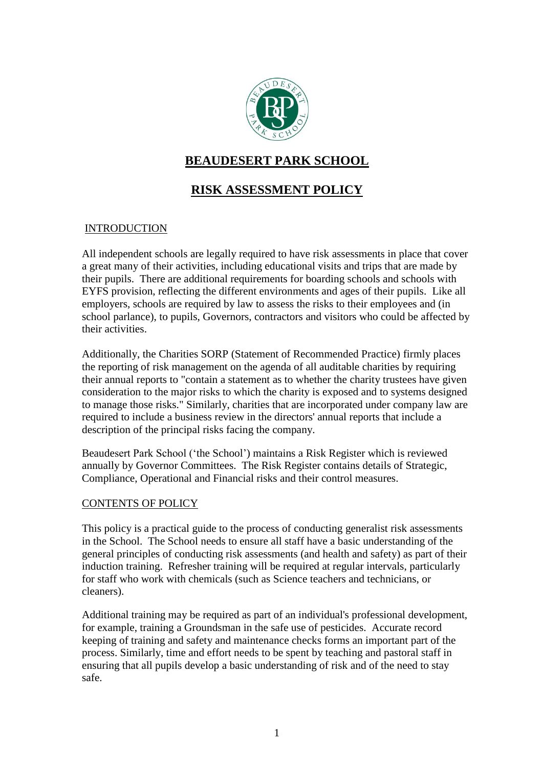# BEAUDESERT PARK SCHOOL

## RISK ASSESSMENT POLICY

### INTRODUCTION

All independent schools are legally required to have risk assessments in place that cover a great many of their activities, including educational visits and trips that are made by their pupils. There are additional requirements for boarding schools and schools with EYFS provision, reflecting the different environments and ages of their pupils. Like all employers, schools are required by law to assess the risks to their employees and (in school parlance), to pupils, Governors, contractors and visitors who could be affected by their activities.

Additionally, the Charities SORP (Statement of Recommended Practice) firmly places the reporting of risk management on the agenda of all auditable charities by requiring their annual reports to "contain a statement as to whether the charity trustees have given consideration to the major risks to which the charity is exposed and to systems designed to manage those risks." Similarly, charities that are incorporated under company law are required to include a business review in the directors' annual reports that include a description of the principal risks facing the company.

Beaudesert Park School ('the School') maintains a Risk Register which is reviewed annually by Governor Committees. The Risk Register contains details of Strategic, Compliance, Operational and Financial risks and their control measures.

### CONTENTS OF POLICY

This policy is a practical guide to the process of conducting generalist risk assessments in the School. The School needs to ensure all staff have a basic understanding of the general principles of conducting risk assessments (and health and safety) as part of their induction training. Refresher training will be required at regular intervals, particularly for staff who work with chemicals (such as Science teachers and technicians, or cleaners).

Additional training may be required as part of an individual's professional development, for example, training a Groundsman in the safe use of pesticides. Accurate record keeping of training and safety and maintenance checks forms an important part of the process. Similarly, time and effort needs to be spent by teaching and pastoral staff in ensuring that all pupils develop a basic understanding of risk and of the need to stay safe.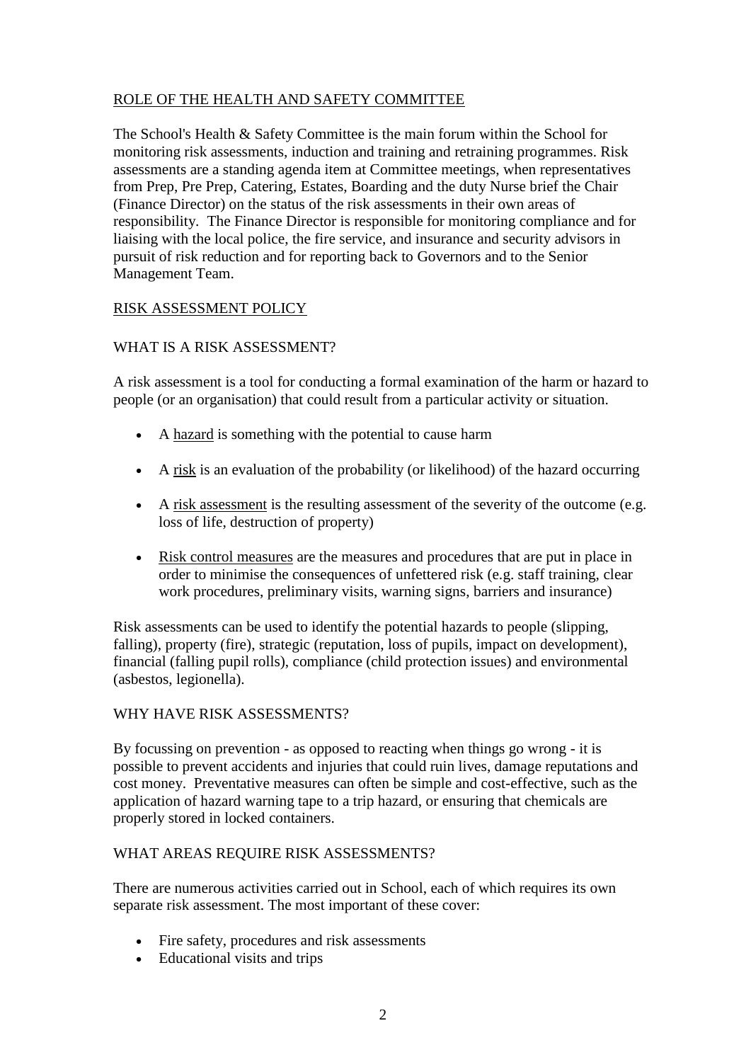## ROLE OF THE HEALTH AND SAFETY COMMITTEE

The School's Health & Safety Committee is the main forum within the School for monitoring risk assessments, induction and training and retraining programmes. Risk assessments are a standing agenda item at Committee meetings, when representatives from Prep, Pre Prep, Catering, Estates, Boarding and the duty Nurse brief the Chair (Finance Director) on the status of the risk assessments in their own areas of responsibility. The Finance Director is responsible for monitoring compliance and for liaising with the local police, the fire service, and insurance and security advisors in pursuit of risk reduction and for reporting back to Governors and to the Senior Management Team.

## RISK ASSESSMENT POLICY

### WHAT IS A RISK ASSESSMENT?

A risk assessment is a tool for conducting a formal examination of the harm or hazard to people (or an organisation) that could result from a particular activity or situation.

- A hazard is something with the potential to cause harm
- A risk is an evaluation of the probability (or likelihood) of the hazard occurring
- A risk assessment is the resulting assessment of the severity of the outcome (e.g. loss of life, destruction of property)
- Risk control measures are the measures and procedures that are put in place in order to minimise the consequences of unfettered risk (e.g. staff training, clear work procedures, preliminary visits, warning signs, barriers and insurance)

Risk assessments can be used to identify the potential hazards to people (slipping, falling), property (fire), strategic (reputation, loss of pupils, impact on development), financial (falling pupil rolls), compliance (child protection issues) and environmental (asbestos, legionella).

### WHY HAVE RISK ASSESSMENTS?

By focussing on prevention - as opposed to reacting when things go wrong - it is possible to prevent accidents and injuries that could ruin lives, damage reputations and cost money. Preventative measures can often be simple and cost-effective, such as the application of hazard warning tape to a trip hazard, or ensuring that chemicals are properly stored in locked containers.

### WHAT AREAS REQUIRE RISK ASSESSMENTS?

There are numerous activities carried out in School, each of which requires its own separate risk assessment. The most important of these cover:

- Fire safety, procedures and risk assessments
- Educational visits and trips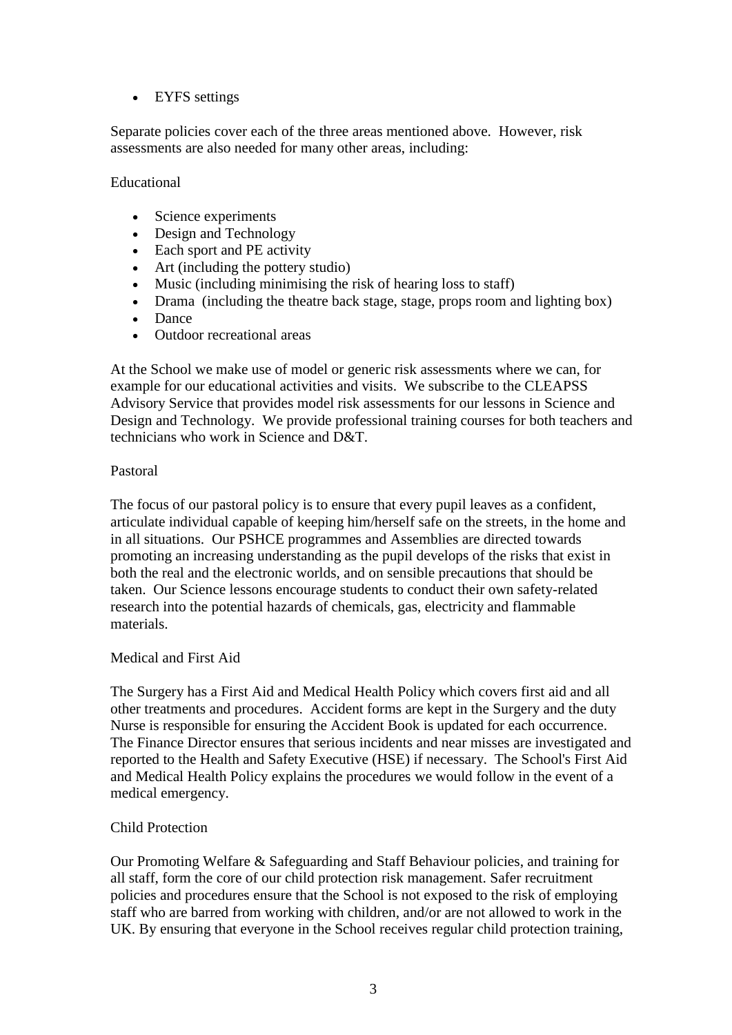- EYFS settings

Separate policies cover each of the three areas mentioned above. However, risk assessments are also needed for many other areas, including:

Educational

- Science experiments
- Design and Technology
- Each sport and PE activity
- Art (including the pottery studio)
- Music (including minimising the risk of hearing loss to staff)
- Drama (including the theatre back stage, stage, props room and lighting box)
- Dance
- Outdoor recreational areas

At the School we make use of model or generic risk assessments where we can, for example for our educational activities and visits. We subscribe to the CLEAPSS Advisory Service that provides model risk assessments for our lessons in Science and Design and Technology. We provide professional training courses for both teachers and technicians who work in Science and D&T.

Pastoral

The focus of our pastoral policy is to ensure that every pupil leaves as a confident, articulate individual capable of keeping him/herself safe on the streets, in the home and in all situations. Our PSHCE programmes and Assemblies are directed towards promoting an increasing understanding as the pupil develops of the risks that exist in both the real and the electronic worlds, and on sensible precautions that should be taken. Our Science lessons encourage students to conduct their own safety-related research into the potential hazards of chemicals, gas, electricity and flammable materials.

Medical and First Aid

The Surgery has a First Aid and Medical Health Policy which covers first aid and all other treatments and procedures. Accident forms are kept in the Surgery and the duty Nurse is responsible for ensuring the Accident Book is updated for each occurrence. The Finance Director ensures that serious incidents and near misses are investigated and reported to the Health and Safety Executive (HSE) if necessary. The School's First Aid and Medical Health Policy explains the procedures we would follow in the event of a medical emergency.

Child Protection

Our Promoting Welfare & Safeguarding and Staff Behaviour policies, and training for all staff, form the core of our child protection risk management. Safer recruitment policies and procedures ensure that the School is not exposed to the risk of employing staff who are barred from working with children, and/or are not allowed to work in the UK. By ensuring that everyone in the School receives regular child protection training,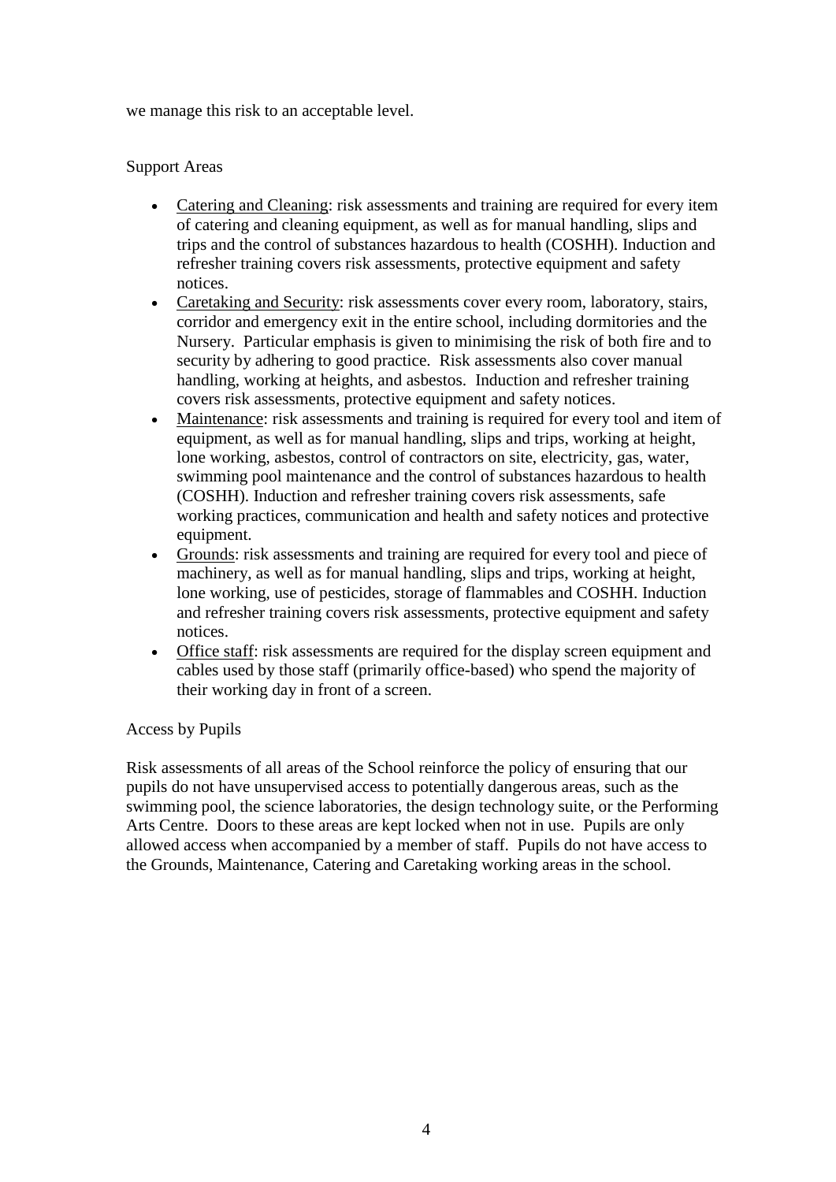we manage this risk to an acceptable level.

Support Areas

- Catering and Cleaning: risk assessments and training are required for every item of catering and cleaning equipment, as well as for manual handling, slips and trips and the control of substances hazardous to health (COSHH). Induction and refresher training covers risk assessments, protective equipment and safety notices.
- Caretaking and Security: risk assessments cover every room, laboratory, stairs, corridor and emergency exit in the entire school, including dormitories and the Nursery. Particular emphasis is given to minimising the risk of both fire and to security by adhering to good practice. Risk assessments also cover manual handling, working at heights, and asbestos. Induction and refresher training covers risk assessments, protective equipment and safety notices.
- Maintenance: risk assessments and training is required for every tool and item of equipment, as well as for manual handling, slips and trips, working at height, lone working, asbestos, control of contractors on site, electricity, gas, water, swimming pool maintenance and the control of substances hazardous to health (COSHH). Induction and refresher training covers risk assessments, safe working practices, communication and health and safety notices and protective equipment.
- Grounds: risk assessments and training are required for every tool and piece of machinery, as well as for manual handling, slips and trips, working at height, lone working, use of pesticides, storage of flammables and COSHH. Induction and refresher training covers risk assessments, protective equipment and safety notices.
- Office staff: risk assessments are required for the display screen equipment and cables used by those staff (primarily office-based) who spend the majority of their working day in front of a screen.

Access by Pupils

Risk assessments of all areas of the School reinforce the policy of ensuring that our pupils do not have unsupervised access to potentially dangerous areas, such as the swimming pool, the science laboratories, the design technology suite, or the Performing Arts Centre. Doors to these areas are kept locked when not in use. Pupils are only allowed access when accompanied by a member of staff. Pupils do not have access to the Grounds, Maintenance, Catering and Caretaking working areas in the school.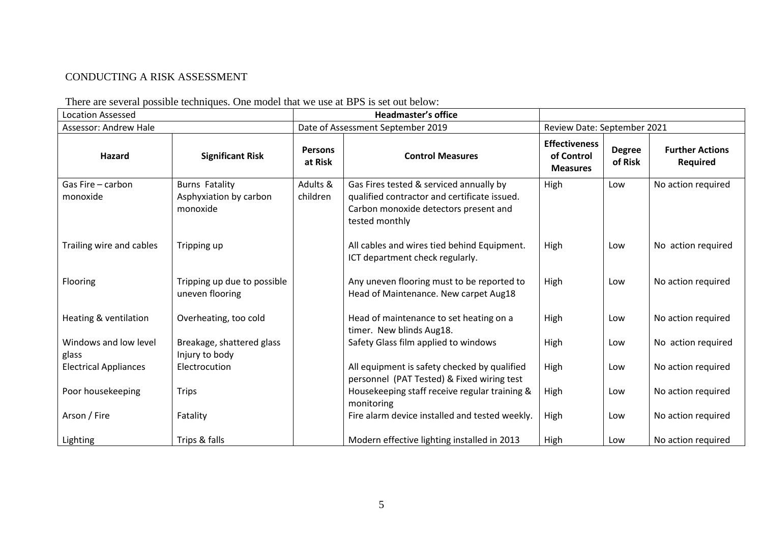CONDUCTING A RISK ASSESSMENT

There are several possible techniques. One model that we use at BPS is set out below:

| Location Assessed | | Headmaster's office | | | | |
|---|---|---|---|---|---|---|
| Assessor: Andrew Hale | | Date of Assessment September 2019 | | Review Date: September 2021 | | |
| **Hazard** | **Significant Risk** | **Persons at Risk** | **Control Measures** | **Effectiveness of Control Measures** | **Degree of Risk** | **Further Actions Required** |
| Gas Fire – carbon monoxide | Burns Fatality Asphyxiation by carbon monoxide | Adults & children | Gas Fires tested & serviced annually by qualified contractor and certificate issued. Carbon monoxide detectors present and tested monthly | High | Low | No action required |
| Trailing wire and cables | Tripping up | | All cables and wires tied behind Equipment. ICT department check regularly. | High | Low | No action required |
| Flooring | Tripping up due to possible uneven flooring | | Any uneven flooring must to be reported to Head of Maintenance. New carpet Aug18 | High | Low | No action required |
| Heating & ventilation | Overheating, too cold | | Head of maintenance to set heating on a timer. New blinds Aug18. | High | Low | No action required |
| Windows and low level glass | Breakage, shattered glass Injury to body | | Safety Glass film applied to windows | High | Low | No action required |
| Electrical Appliances | Electrocution | | All equipment is safety checked by qualified personnel (PAT Tested) & Fixed wiring test | High | Low | No action required |
| Poor housekeeping | Trips | | Housekeeping staff receive regular training & monitoring | High | Low | No action required |
| Arson / Fire | Fatality | | Fire alarm device installed and tested weekly. | High | Low | No action required |
| Lighting | Trips & falls | | Modern effective lighting installed in 2013 | High | Low | No action required |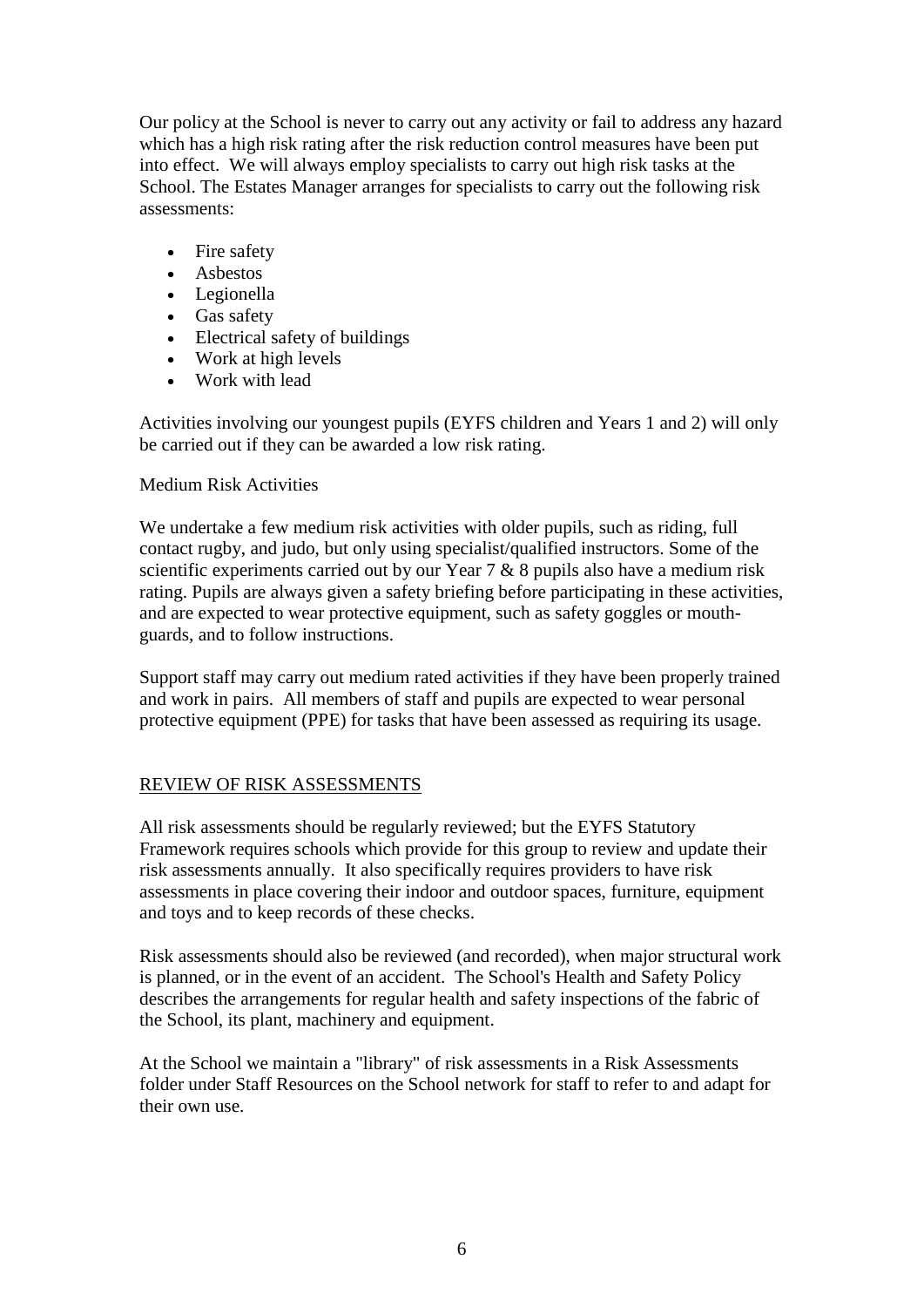Our policy at the School is never to carry out any activity or fail to address any hazard which has a high risk rating after the risk reduction control measures have been put into effect. We will always employ specialists to carry out high risk tasks at the School. The Estates Manager arranges for specialists to carry out the following risk assessments:

- Fire safety
- Asbestos
- Legionella
- Gas safety
- Electrical safety of buildings
- Work at high levels
- Work with lead

Activities involving our youngest pupils (EYFS children and Years 1 and 2) will only be carried out if they can be awarded a low risk rating.

Medium Risk Activities

We undertake a few medium risk activities with older pupils, such as riding, full contact rugby, and judo, but only using specialist/qualified instructors. Some of the scientific experiments carried out by our Year 7 & 8 pupils also have a medium risk rating. Pupils are always given a safety briefing before participating in these activities, and are expected to wear protective equipment, such as safety goggles or mouth-guards, and to follow instructions.

Support staff may carry out medium rated activities if they have been properly trained and work in pairs. All members of staff and pupils are expected to wear personal protective equipment (PPE) for tasks that have been assessed as requiring its usage.

## REVIEW OF RISK ASSESSMENTS

All risk assessments should be regularly reviewed; but the EYFS Statutory Framework requires schools which provide for this group to review and update their risk assessments annually. It also specifically requires providers to have risk assessments in place covering their indoor and outdoor spaces, furniture, equipment and toys and to keep records of these checks.

Risk assessments should also be reviewed (and recorded), when major structural work is planned, or in the event of an accident. The School's Health and Safety Policy describes the arrangements for regular health and safety inspections of the fabric of the School, its plant, machinery and equipment.

At the School we maintain a "library" of risk assessments in a Risk Assessments folder under Staff Resources on the School network for staff to refer to and adapt for their own use.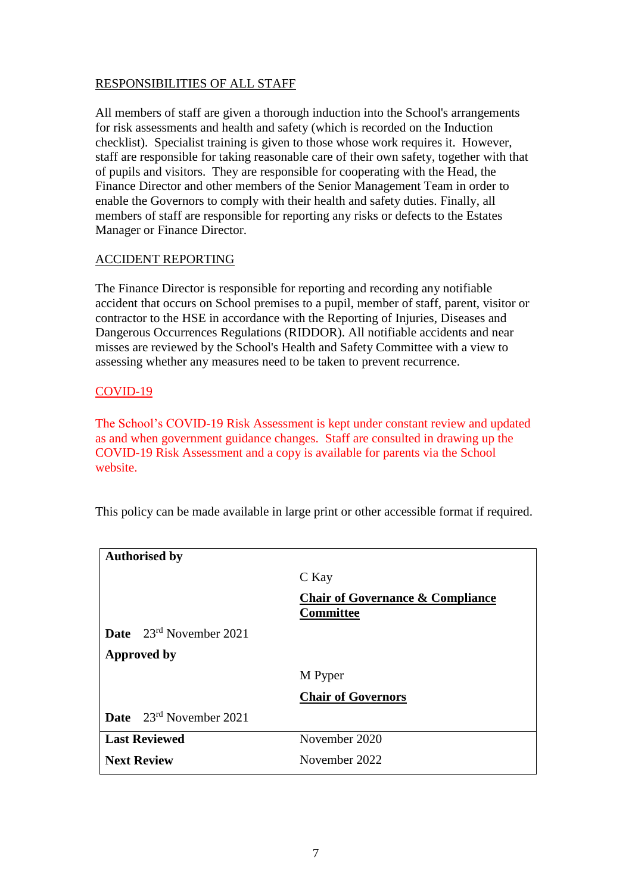RESPONSIBILITIES OF ALL STAFF

All members of staff are given a thorough induction into the School's arrangements for risk assessments and health and safety (which is recorded on the Induction checklist). Specialist training is given to those whose work requires it. However, staff are responsible for taking reasonable care of their own safety, together with that of pupils and visitors. They are responsible for cooperating with the Head, the Finance Director and other members of the Senior Management Team in order to enable the Governors to comply with their health and safety duties. Finally, all members of staff are responsible for reporting any risks or defects to the Estates Manager or Finance Director.

ACCIDENT REPORTING

The Finance Director is responsible for reporting and recording any notifiable accident that occurs on School premises to a pupil, member of staff, parent, visitor or contractor to the HSE in accordance with the Reporting of Injuries, Diseases and Dangerous Occurrences Regulations (RIDDOR). All notifiable accidents and near misses are reviewed by the School's Health and Safety Committee with a view to assessing whether any measures need to be taken to prevent recurrence.

COVID-19

The School's COVID-19 Risk Assessment is kept under constant review and updated as and when government guidance changes. Staff are consulted in drawing up the COVID-19 Risk Assessment and a copy is available for parents via the School website.

This policy can be made available in large print or other accessible format if required.

| | |
|---|---|
| **Authorised by** | |
| | C Kay |
| | **Chair of Governance & Compliance Committee** |
| **Date** 23rd November 2021 | |
| **Approved by** | |
| | M Pyper |
| | **Chair of Governors** |
| **Date** 23rd November 2021 | |
| **Last Reviewed** | November 2020 |
| **Next Review** | November 2022 |